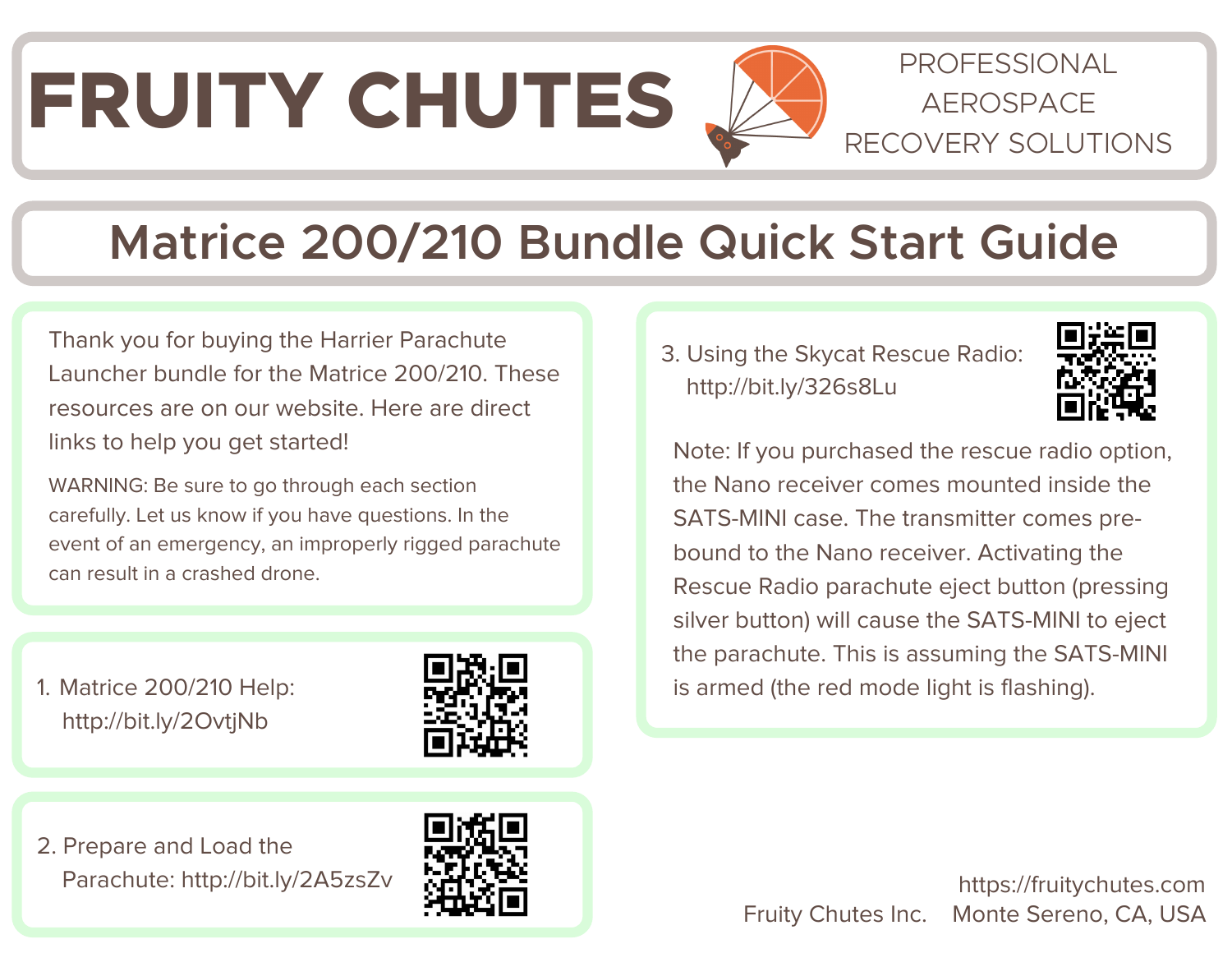# FRUITY CHUTES

PROFESSIONAL AEROSPACE RECOVERY SOLUTIONS

## Matrice 200/210 Bundle Quick Start Guide

Thank you for buying the Harrier Parachute Launcher bundle for the Matrice 200/210. These resources are on our website. Here are direct links to help you get started!

WARNING: Be sure to go through each section carefully. Let us know if you have questions. In the event of an emergency, an improperly rigged parachute can result in a crashed drone.

1. Matrice 200/210 Help: http://bit.ly/2OvtjNb

2. Prepare and Load the Parachute: http://bit.ly/2A5zsZv

3. Using the Skycat Rescue Radio: http://bit.ly/326s8Lu

Note: If you purchased the rescue radio option, the Nano receiver comes mounted inside the SATS-MINI case. The transmitter comes pre-bound to the Nano receiver. Activating the Rescue Radio parachute eject button (pressing silver button) will cause the SATS-MINI to eject the parachute. This is assuming the SATS-MINI is armed (the red mode light is flashing).

https://fruitychutes.com

Fruity Chutes Inc. Monte Sereno, CA, USA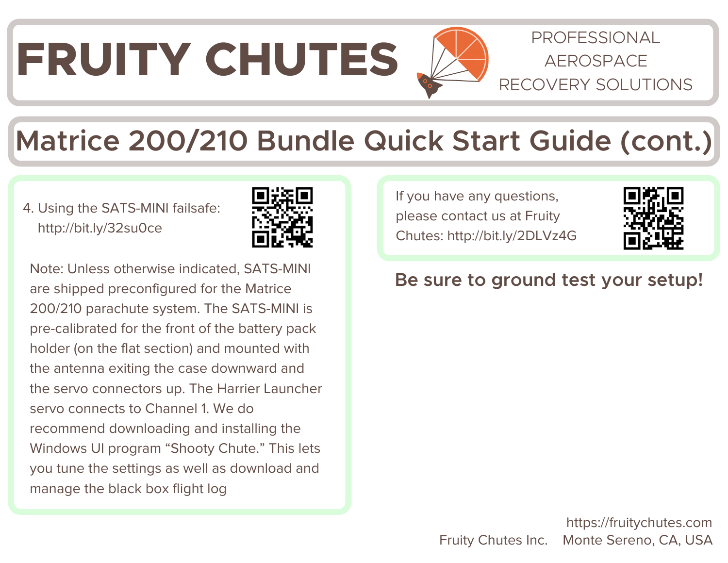# FRUITY CHUTES

PROFESSIONAL AEROSPACE RECOVERY SOLUTIONS

## Matrice 200/210 Bundle Quick Start Guide (cont.)

4. Using the SATS-MINI failsafe: http://bit.ly/32su0ce

Note: Unless otherwise indicated, SATS-MINI are shipped preconfigured for the Matrice 200/210 parachute system. The SATS-MINI is pre-calibrated for the front of the battery pack holder (on the flat section) and mounted with the antenna exiting the case downward and the servo connectors up. The Harrier Launcher servo connects to Channel 1. We do recommend downloading and installing the Windows UI program “Shooty Chute.” This lets you tune the settings as well as download and manage the black box flight log

If you have any questions, please contact us at Fruity Chutes: http://bit.ly/2DLVz4G

**Be sure to ground test your setup!**

https://fruitychutes.com

Fruity Chutes Inc. Monte Sereno, CA, USA